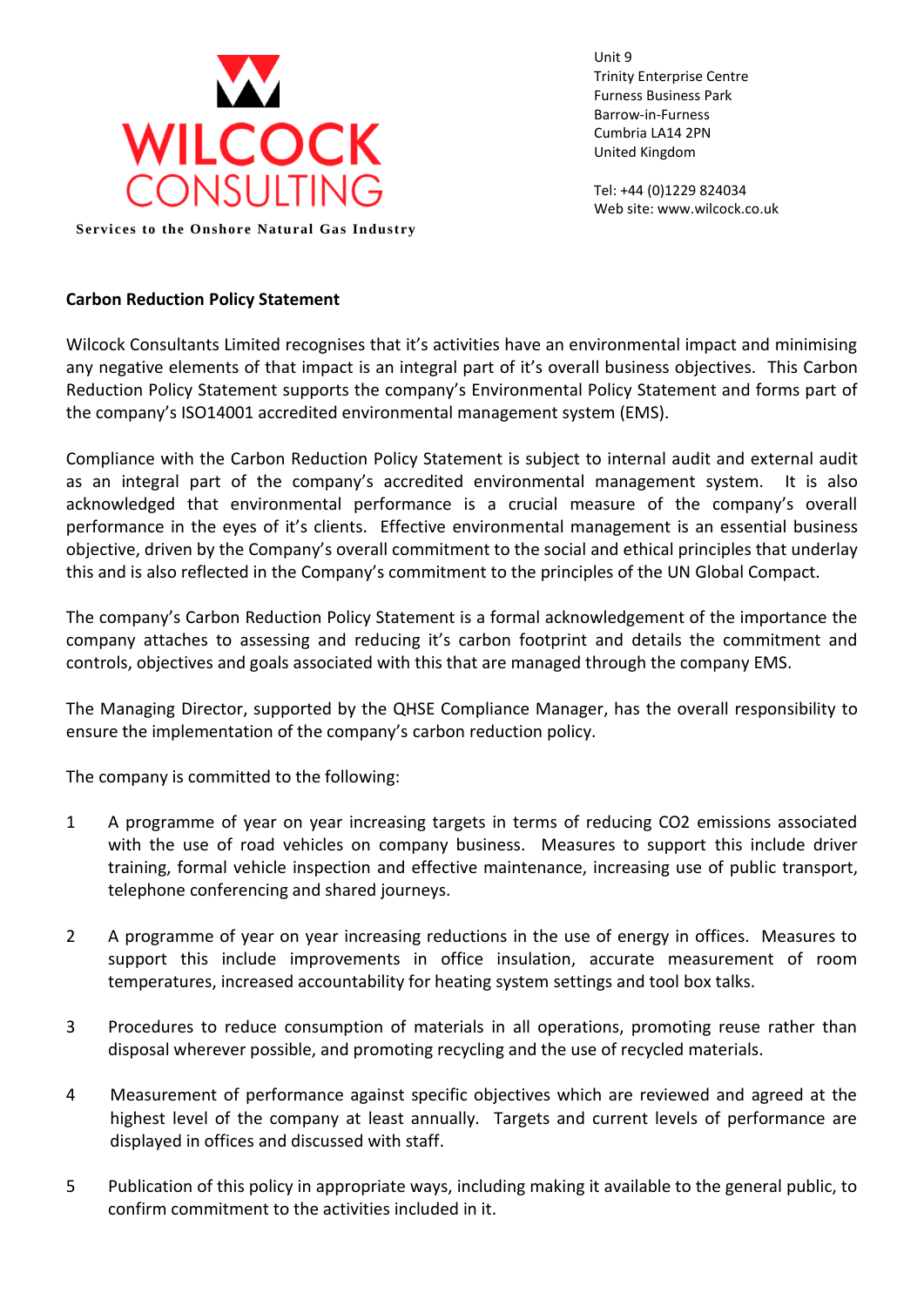WILCOCK CONSULTING

Services to the Onshore Natural Gas Industry

Unit 9
Trinity Enterprise Centre
Furness Business Park
Barrow-in-Furness
Cumbria LA14 2PN
United Kingdom

Tel: +44 (0)1229 824034
Web site: www.wilcock.co.uk

**Carbon Reduction Policy Statement**

Wilcock Consultants Limited recognises that it's activities have an environmental impact and minimising any negative elements of that impact is an integral part of it's overall business objectives. This Carbon Reduction Policy Statement supports the company's Environmental Policy Statement and forms part of the company's ISO14001 accredited environmental management system (EMS).

Compliance with the Carbon Reduction Policy Statement is subject to internal audit and external audit as an integral part of the company's accredited environmental management system. It is also acknowledged that environmental performance is a crucial measure of the company's overall performance in the eyes of it's clients. Effective environmental management is an essential business objective, driven by the Company's overall commitment to the social and ethical principles that underlay this and is also reflected in the Company's commitment to the principles of the UN Global Compact.

The company's Carbon Reduction Policy Statement is a formal acknowledgement of the importance the company attaches to assessing and reducing it's carbon footprint and details the commitment and controls, objectives and goals associated with this that are managed through the company EMS.

The Managing Director, supported by the QHSE Compliance Manager, has the overall responsibility to ensure the implementation of the company's carbon reduction policy.

The company is committed to the following:

1. A programme of year on year increasing targets in terms of reducing $CO_2$ emissions associated with the use of road vehicles on company business. Measures to support this include driver training, formal vehicle inspection and effective maintenance, increasing use of public transport, telephone conferencing and shared journeys.

2. A programme of year on year increasing reductions in the use of energy in offices. Measures to support this include improvements in office insulation, accurate measurement of room temperatures, increased accountability for heating system settings and tool box talks.

3. Procedures to reduce consumption of materials in all operations, promoting reuse rather than disposal wherever possible, and promoting recycling and the use of recycled materials.

4. Measurement of performance against specific objectives which are reviewed and agreed at the highest level of the company at least annually. Targets and current levels of performance are displayed in offices and discussed with staff.

5. Publication of this policy in appropriate ways, including making it available to the general public, to confirm commitment to the activities included in it.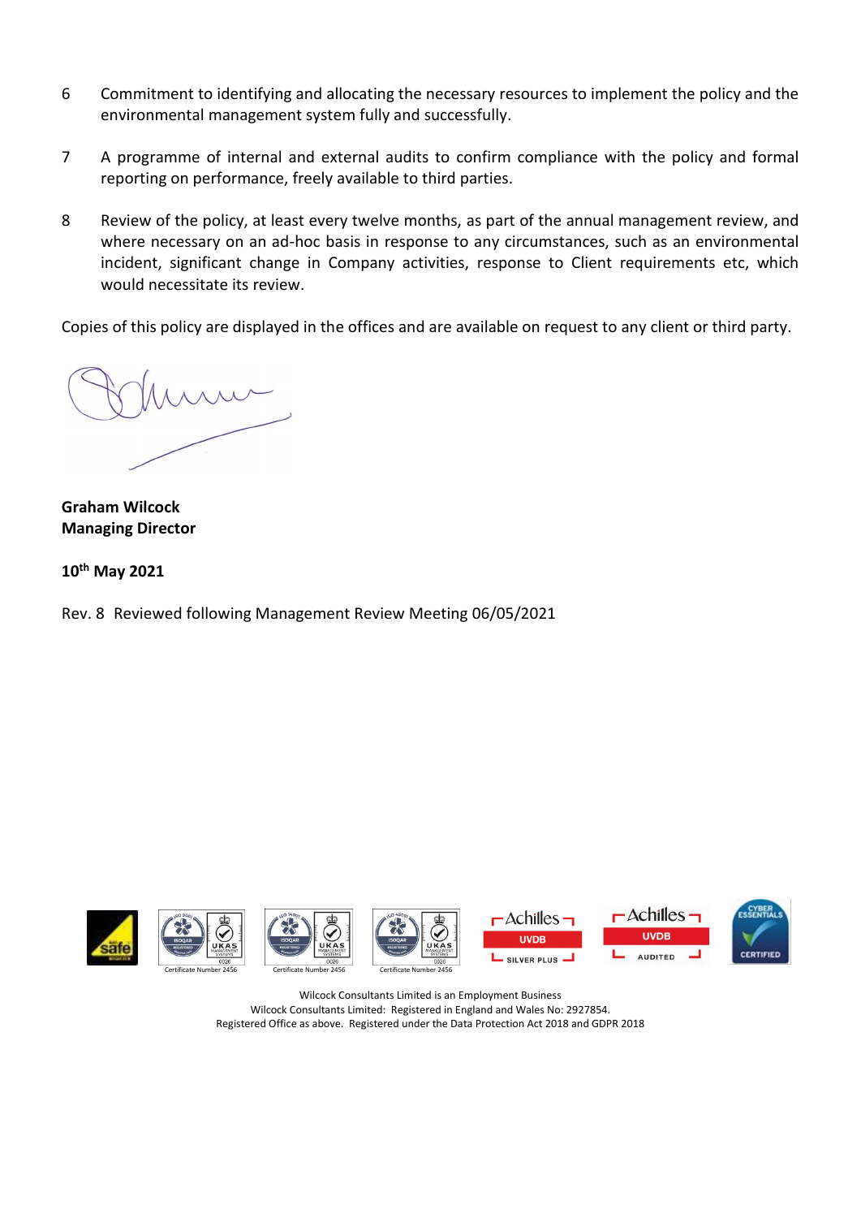6. Commitment to identifying and allocating the necessary resources to implement the policy and the environmental management system fully and successfully.

7. A programme of internal and external audits to confirm compliance with the policy and formal reporting on performance, freely available to third parties.

8. Review of the policy, at least every twelve months, as part of the annual management review, and where necessary on an ad-hoc basis in response to any circumstances, such as an environmental incident, significant change in Company activities, response to Client requirements etc, which would necessitate its review.

Copies of this policy are displayed in the offices and are available on request to any client or third party.

**Graham Wilcock**
**Managing Director**

**10th May 2021**

Rev. 8 Reviewed following Management Review Meeting 06/05/2021

Certificate Number 2456 Certificate Number 2456 Certificate Number 2456

Wilcock Consultants Limited is an Employment Business
Wilcock Consultants Limited: Registered in England and Wales No: 2927854.
Registered Office as above. Registered under the Data Protection Act 2018 and GDPR 2018